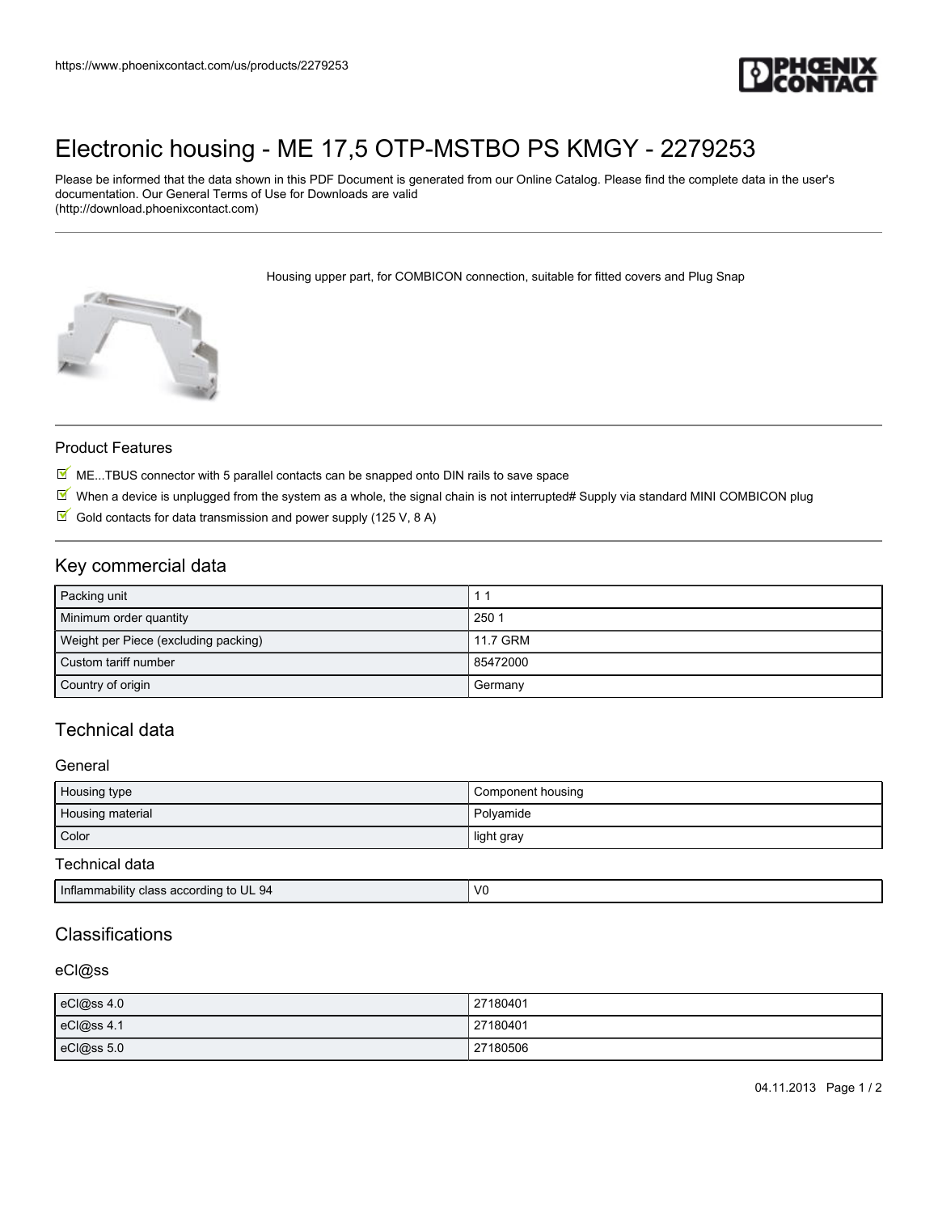# Electronic housing - ME 17,5 OTP-MSTBO PS KMGY - 2279253

Please be informed that the data shown in this PDF Document is generated from our Online Catalog. Please find the complete data in the user's documentation. Our General Terms of Use for Downloads are valid (http://download.phoenixcontact.com)

Housing upper part, for COMBICON connection, suitable for fitted covers and Plug Snap

### Product Features

- ME...TBUS connector with 5 parallel contacts can be snapped onto DIN rails to save space
- When a device is unplugged from the system as a whole, the signal chain is not interrupted# Supply via standard MINI COMBICON plug
- Gold contacts for data transmission and power supply (125 V, 8 A)

## Key commercial data

| | |
|---|---|
| Packing unit | 1 1 |
| Minimum order quantity | 250 1 |
| Weight per Piece (excluding packing) | 11.7 GRM |
| Custom tariff number | 85472000 |
| Country of origin | Germany |

## Technical data

### General

| | |
|---|---|
| Housing type | Component housing |
| Housing material | Polyamide |
| Color | light gray |

### Technical data

| | |
|---|---|
| Inflammability class according to UL 94 | V0 |

## Classifications

### eCl@ss

| | |
|---|---|
| eCl@ss 4.0 | 27180401 |
| eCl@ss 4.1 | 27180401 |
| eCl@ss 5.0 | 27180506 |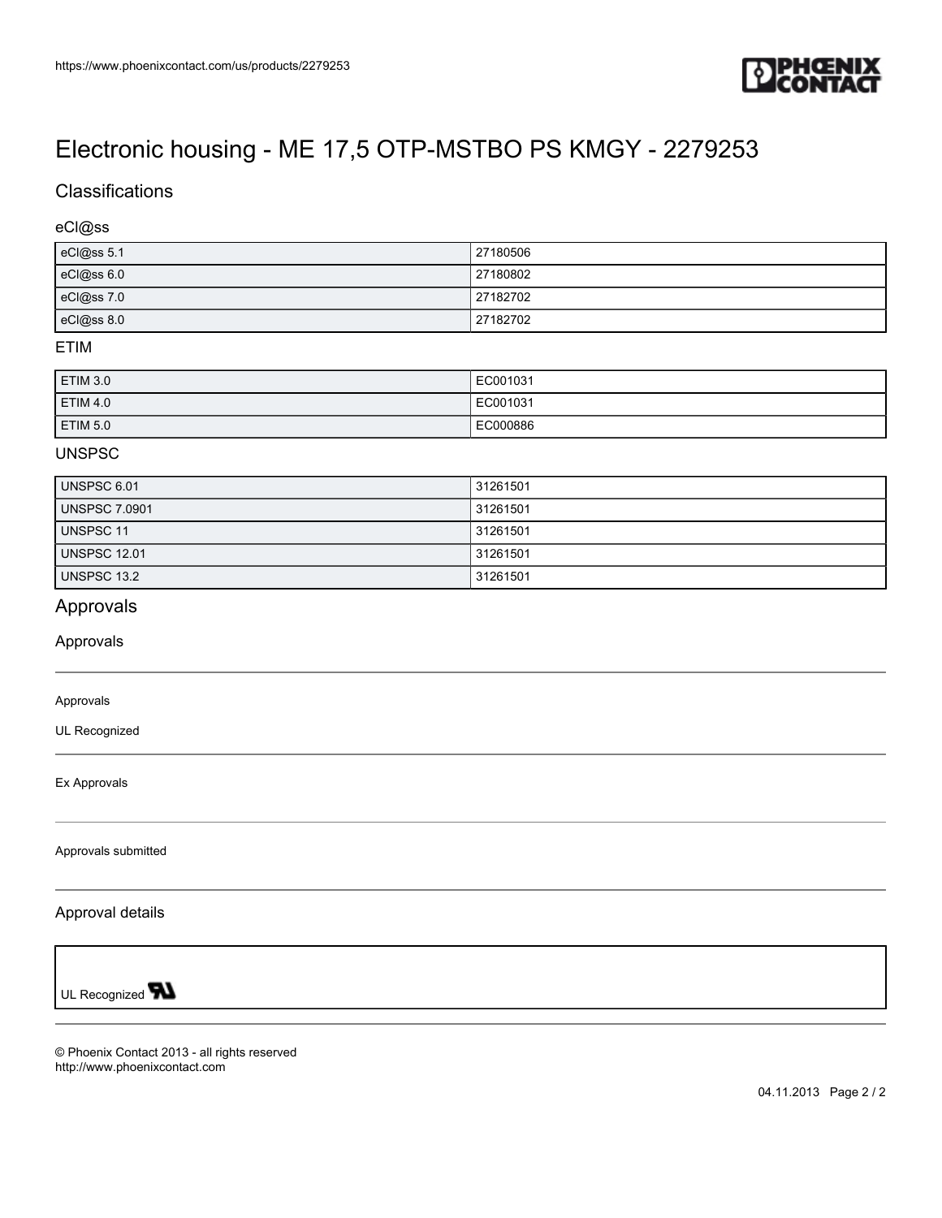# Electronic housing - ME 17,5 OTP-MSTBO PS KMGY - 2279253

## Classifications

### eCl@ss

| | |
|---|---|
| eCl@ss 5.1 | 27180506 |
| eCl@ss 6.0 | 27180802 |
| eCl@ss 7.0 | 27182702 |
| eCl@ss 8.0 | 27182702 |

### ETIM

| | |
|---|---|
| ETIM 3.0 | EC001031 |
| ETIM 4.0 | EC001031 |
| ETIM 5.0 | EC000886 |

### UNSPSC

| | |
|---|---|
| UNSPSC 6.01 | 31261501 |
| UNSPSC 7.0901 | 31261501 |
| UNSPSC 11 | 31261501 |
| UNSPSC 12.01 | 31261501 |
| UNSPSC 13.2 | 31261501 |

## Approvals

### Approvals

Approvals

UL Recognized

Ex Approvals

Approvals submitted

### Approval details

UL Recognized

© Phoenix Contact 2013 - all rights reserved
http://www.phoenixcontact.com

04.11.2013